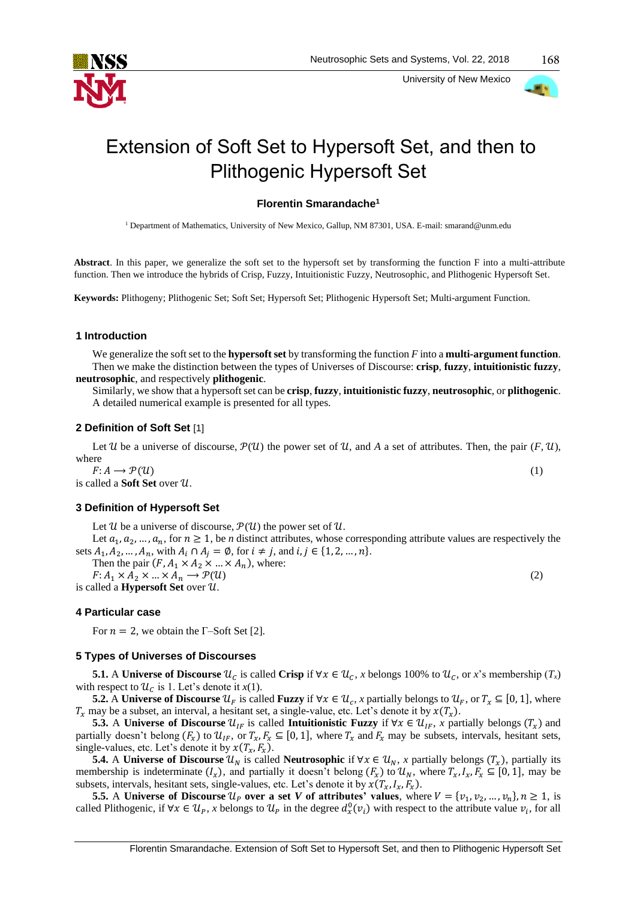# Extension of Soft Set to Hypersoft Set, and then to Plithogenic Hypersoft Set

**Florentin Smarandache**[1]

[1] Department of Mathematics, University of New Mexico, Gallup, NM 87301, USA. E-mail: smarand@unm.edu

**Abstract**. In this paper, we generalize the soft set to the hypersoft set by transforming the function F into a multi-attribute function. Then we introduce the hybrids of Crisp, Fuzzy, Intuitionistic Fuzzy, Neutrosophic, and Plithogenic Hypersoft Set.

**Keywords:** Plithogeny; Plithogenic Set; Soft Set; Hypersoft Set; Plithogenic Hypersoft Set; Multi-argument Function.

## 1 Introduction

We generalize the soft set to the **hypersoft set** by transforming the function $F$ into a **multi-argument function**.

Then we make the distinction between the types of Universes of Discourse: **crisp**, **fuzzy**, **intuitionistic fuzzy**, **neutrosophic**, and respectively **plithogenic**.

Similarly, we show that a hypersoft set can be **crisp**, **fuzzy**, **intuitionistic fuzzy**, **neutrosophic**, or **plithogenic**.

A detailed numerical example is presented for all types.

## 2 Definition of Soft Set [1]

Let $\mathcal{U}$ be a universe of discourse, $\mathcal{P}(\mathcal{U})$ the power set of $\mathcal{U}$, and $A$ a set of attributes. Then, the pair $(F, \mathcal{U})$, where

$$F: A \longrightarrow \mathcal{P}(\mathcal{U}) \tag{1}$$

is called a **Soft Set** over $\mathcal{U}$.

## 3 Definition of Hypersoft Set

Let $\mathcal{U}$ be a universe of discourse, $\mathcal{P}(\mathcal{U})$ the power set of $\mathcal{U}$.

Let $a_1, a_2, \dots, a_n$, for $n \geq 1$, be $n$ distinct attributes, whose corresponding attribute values are respectively the sets $A_1, A_2, \dots, A_n$, with $A_i \cap A_j = \emptyset$, for $i \neq j$, and $i, j \in \{1, 2, \dots, n\}$.

Then the pair $(F, A_1 \times A_2 \times \dots \times A_n)$, where:

$$F: A_1 \times A_2 \times \dots \times A_n \longrightarrow \mathcal{P}(\mathcal{U}) \tag{2}$$

is called a **Hypersoft Set** over $\mathcal{U}$.

## 4 Particular case

For $n = 2$, we obtain the $\Gamma$–Soft Set [2].

## 5 Types of Universes of Discourses

**5.1.** A **Universe of Discourse** $\mathcal{U}_C$ is called **Crisp** if $\forall x \in \mathcal{U}_C$, $x$ belongs 100% to $\mathcal{U}_C$, or $x$'s membership ($T_x$) with respect to $\mathcal{U}_C$ is 1. Let's denote it $x(1)$.

**5.2.** A **Universe of Discourse** $\mathcal{U}_F$ is called **Fuzzy** if $\forall x \in \mathcal{U}_C$, $x$ partially belongs to $\mathcal{U}_F$, or $T_x \subseteq [0, 1]$, where $T_x$ may be a subset, an interval, a hesitant set, a single-value, etc. Let's denote it by $x(T_x)$.

**5.3.** A **Universe of Discourse** $\mathcal{U}_{IF}$ is called **Intuitionistic Fuzzy** if $\forall x \in \mathcal{U}_{IF}$, $x$ partially belongs ($T_x$) and partially doesn't belong ($F_x$) to $\mathcal{U}_{IF}$, or $T_x, F_x \subseteq [0, 1]$, where $T_x$ and $F_x$ may be subsets, intervals, hesitant sets, single-values, etc. Let's denote it by $x(T_x, F_x)$.

**5.4.** A **Universe of Discourse** $\mathcal{U}_N$ is called **Neutrosophic** if $\forall x \in \mathcal{U}_N$, $x$ partially belongs ($T_x$), partially its membership is indeterminate ($I_x$), and partially it doesn't belong ($F_x$) to $\mathcal{U}_N$, where $T_x, I_x, F_x \subseteq [0, 1]$, may be subsets, intervals, hesitant sets, single-values, etc. Let's denote it by $x(T_x, I_x, F_x)$.

**5.5.** A **Universe of Discourse** $\mathcal{U}_P$ **over a set** $V$ **of attributes' values**, where $V = \{v_1, v_2, \dots, v_n\}, n \geq 1$, is called Plithogenic, if $\forall x \in \mathcal{U}_P$, $x$ belongs to $\mathcal{U}_P$ in the degree $d_x^0(v_i)$ with respect to the attribute value $v_i$, for all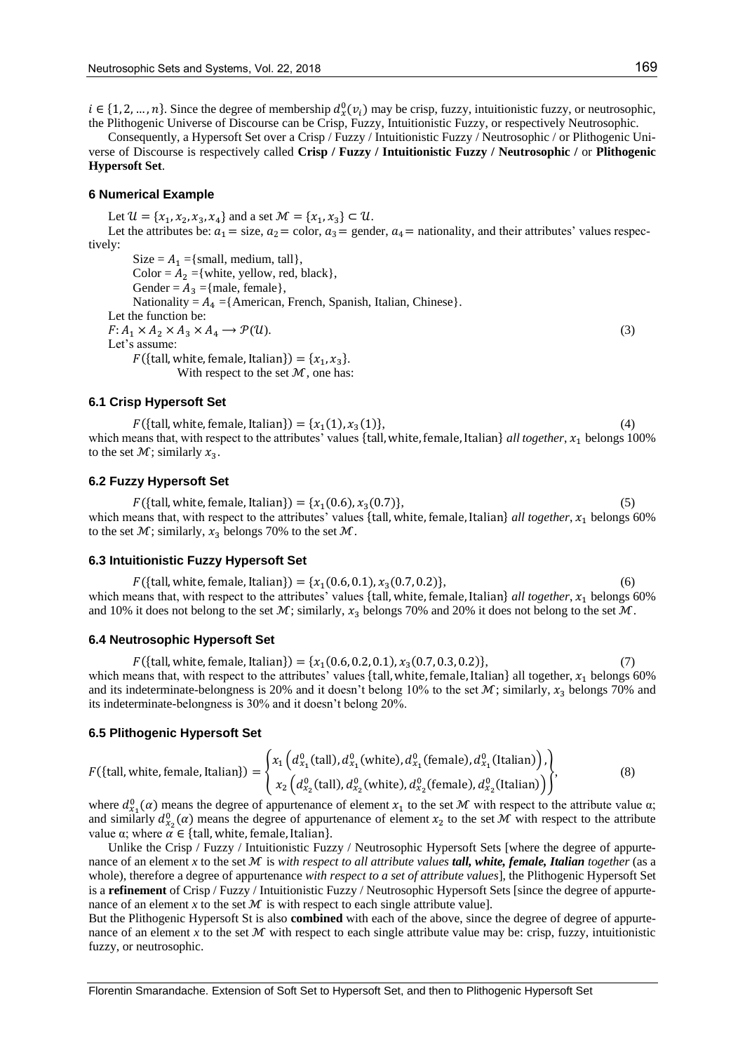$i \in \{1, 2, \ldots, n\}$. Since the degree of membership $d_x^0(v_i)$ may be crisp, fuzzy, intuitionistic fuzzy, or neutrosophic, the Plithogenic Universe of Discourse can be Crisp, Fuzzy, Intuitionistic Fuzzy, or respectively Neutrosophic.

Consequently, a Hypersoft Set over a Crisp / Fuzzy / Intuitionistic Fuzzy / Neutrosophic / or Plithogenic Universe of Discourse is respectively called **Crisp / Fuzzy / Intuitionistic Fuzzy / Neutrosophic /** or **Plithogenic Hypersoft Set**.

## 6 Numerical Example

Let $\mathcal{U} = \{x_1, x_2, x_3, x_4\}$ and a set $\mathcal{M} = \{x_1, x_3\} \subset \mathcal{U}$.

Let the attributes be: $a_1 =$ size, $a_2 =$ color, $a_3 =$ gender, $a_4 =$ nationality, and their attributes' values respectively:

Size = $A_1$ ={small, medium, tall},
Color = $A_2$ ={white, yellow, red, black},
Gender = $A_3$ ={male, female},
Nationality = $A_4$ ={American, French, Spanish, Italian, Chinese}.

Let the function be:

$$F: A_1 \times A_2 \times A_3 \times A_4 \longrightarrow \mathcal{P}(\mathcal{U}). \tag{3}$$

Let's assume:

$F(\{\text{tall, white, female, Italian}\}) = \{x_1, x_3\}$.

With respect to the set $\mathcal{M}$, one has:

### 6.1 Crisp Hypersoft Set

$$F(\{\text{tall, white, female, Italian}\}) = \{x_1(1), x_3(1)\}, \tag{4}$$

which means that, with respect to the attributes' values $\{\text{tall, white, female, Italian}\}$ *all together*, $x_1$ belongs 100% to the set $\mathcal{M}$; similarly $x_3$.

### 6.2 Fuzzy Hypersoft Set

$$F(\{\text{tall, white, female, Italian}\}) = \{x_1(0.6), x_3(0.7)\}, \tag{5}$$

which means that, with respect to the attributes' values $\{\text{tall, white, female, Italian}\}$ *all together*, $x_1$ belongs 60% to the set $\mathcal{M}$; similarly, $x_3$ belongs 70% to the set $\mathcal{M}$.

### 6.3 Intuitionistic Fuzzy Hypersoft Set

$$F(\{\text{tall, white, female, Italian}\}) = \{x_1(0.6, 0.1), x_3(0.7, 0.2)\}, \tag{6}$$

which means that, with respect to the attributes' values $\{\text{tall, white, female, Italian}\}$ *all together*, $x_1$ belongs 60% and 10% it does not belong to the set $\mathcal{M}$; similarly, $x_3$ belongs 70% and 20% it does not belong to the set $\mathcal{M}$.

### 6.4 Neutrosophic Hypersoft Set

$$F(\{\text{tall, white, female, Italian}\}) = \{x_1(0.6, 0.2, 0.1), x_3(0.7, 0.3, 0.2)\}, \tag{7}$$

which means that, with respect to the attributes' values $\{\text{tall, white, female, Italian}\}$ all together, $x_1$ belongs 60% and its indeterminate-belongness is 20% and it doesn't belong 10% to the set $\mathcal{M}$; similarly, $x_3$ belongs 70% and its indeterminate-belongness is 30% and it doesn't belong 20%.

### 6.5 Plithogenic Hypersoft Set

$$F(\{\text{tall, white, female, Italian}\}) = \left\{ \begin{array}{l} x_1\left(d_{x_1}^0(\text{tall}), d_{x_1}^0(\text{white}), d_{x_1}^0(\text{female}), d_{x_1}^0(\text{Italian})\right), \\ x_2\left(d_{x_2}^0(\text{tall}), d_{x_2}^0(\text{white}), d_{x_2}^0(\text{female}), d_{x_2}^0(\text{Italian})\right) \end{array} \right\}, \tag{8}$$

where $d_{x_1}^0(\alpha)$ means the degree of appurtenance of element $x_1$ to the set $\mathcal{M}$ with respect to the attribute value α; and similarly $d_{x_2}^0(\alpha)$ means the degree of appurtenance of element $x_2$ to the set $\mathcal{M}$ with respect to the attribute value α; where $\alpha \in \{\text{tall, white, female, Italian}\}$.

Unlike the Crisp / Fuzzy / Intuitionistic Fuzzy / Neutrosophic Hypersoft Sets [where the degree of appurtenance of an element *x* to the set $\mathcal{M}$ is *with respect to all attribute values* ***tall, white, female, Italian*** *together* (as a whole), therefore a degree of appurtenance *with respect to a set of attribute values*], the Plithogenic Hypersoft Set is a **refinement** of Crisp / Fuzzy / Intuitionistic Fuzzy / Neutrosophic Hypersoft Sets [since the degree of appurtenance of an element *x* to the set $\mathcal{M}$ is with respect to each single attribute value].

But the Plithogenic Hypersoft St is also **combined** with each of the above, since the degree of degree of appurtenance of an element *x* to the set $\mathcal{M}$ with respect to each single attribute value may be: crisp, fuzzy, intuitionistic fuzzy, or neutrosophic.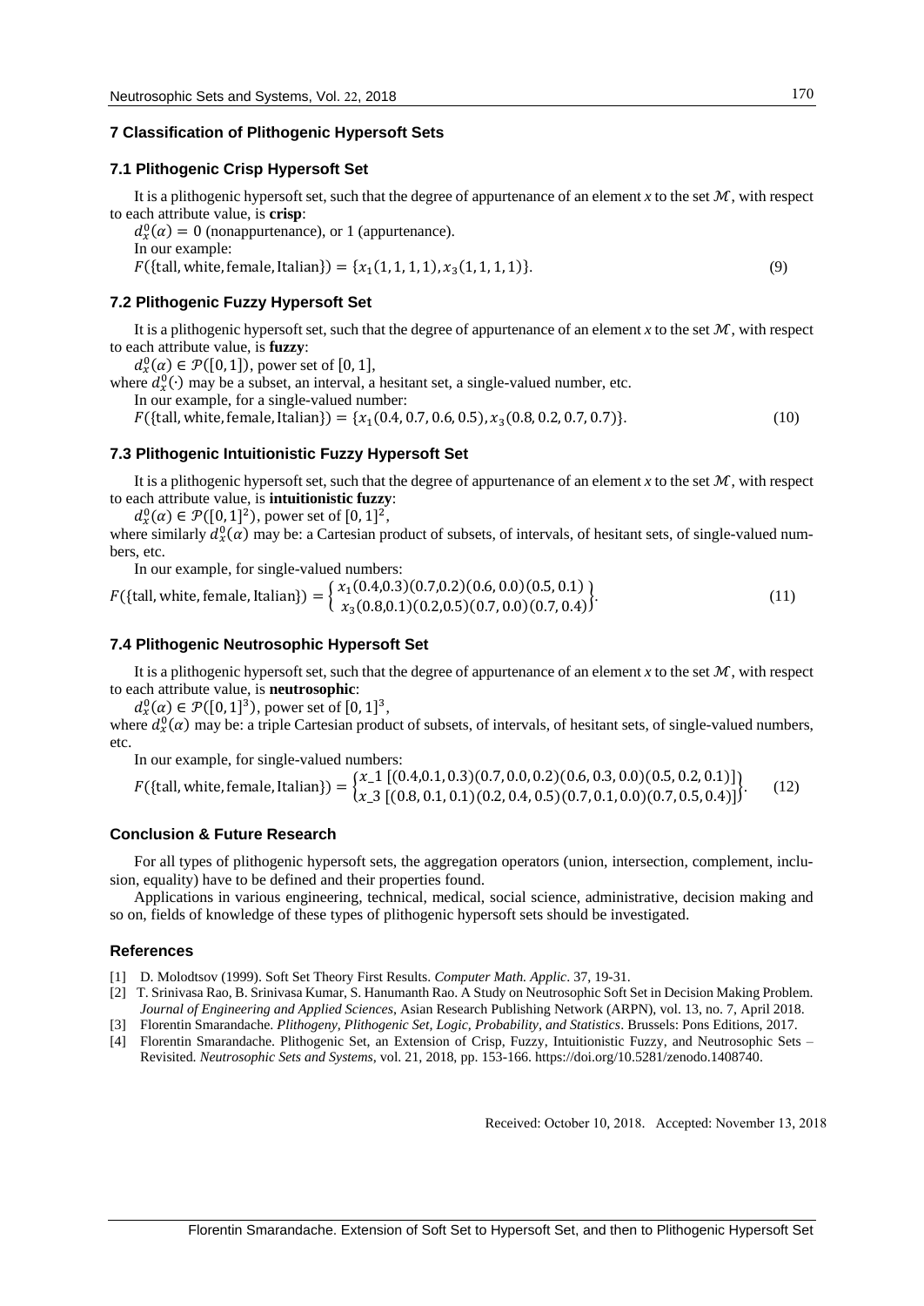## 7 Classification of Plithogenic Hypersoft Sets

### 7.1 Plithogenic Crisp Hypersoft Set

It is a plithogenic hypersoft set, such that the degree of appurtenance of an element $x$ to the set $\mathcal{M}$, with respect to each attribute value, is **crisp**:

$d_x^0(\alpha) = 0$ (nonappurtenance), or 1 (appurtenance).

In our example:

$$F(\{\text{tall, white, female, Italian}\}) = \{x_1(1, 1, 1, 1), x_3(1, 1, 1, 1)\}. \tag{9}$$

### 7.2 Plithogenic Fuzzy Hypersoft Set

It is a plithogenic hypersoft set, such that the degree of appurtenance of an element $x$ to the set $\mathcal{M}$, with respect to each attribute value, is **fuzzy**:

$d_x^0(\alpha) \in \mathcal{P}([0, 1])$, power set of $[0, 1]$,

where $d_x^0(\cdot)$ may be a subset, an interval, a hesitant set, a single-valued number, etc.

In our example, for a single-valued number:

$$F(\{\text{tall, white, female, Italian}\}) = \{x_1(0.4, 0.7, 0.6, 0.5), x_3(0.8, 0.2, 0.7, 0.7)\}. \tag{10}$$

### 7.3 Plithogenic Intuitionistic Fuzzy Hypersoft Set

It is a plithogenic hypersoft set, such that the degree of appurtenance of an element $x$ to the set $\mathcal{M}$, with respect to each attribute value, is **intuitionistic fuzzy**:

$d_x^0(\alpha) \in \mathcal{P}([0, 1]^2)$, power set of $[0, 1]^2$,

where similarly $d_x^0(\alpha)$ may be: a Cartesian product of subsets, of intervals, of hesitant sets, of single-valued numbers, etc.

In our example, for single-valued numbers:

$$F(\{\text{tall, white, female, Italian}\}) = \left\{ \begin{matrix} x_1(0.4,0.3)(0.7,0.2)(0.6, 0.0)(0.5, 0.1) \\ x_3(0.8,0.1)(0.2,0.5)(0.7, 0.0)(0.7, 0.4) \end{matrix} \right\}. \tag{11}$$

### 7.4 Plithogenic Neutrosophic Hypersoft Set

It is a plithogenic hypersoft set, such that the degree of appurtenance of an element $x$ to the set $\mathcal{M}$, with respect to each attribute value, is **neutrosophic**:

$d_x^0(\alpha) \in \mathcal{P}([0, 1]^3)$, power set of $[0, 1]^3$,

where $d_x^0(\alpha)$ may be: a triple Cartesian product of subsets, of intervals, of hesitant sets, of single-valued numbers, etc.

In our example, for single-valued numbers:

$$F(\{\text{tall, white, female, Italian}\}) = \left\{ \begin{matrix} x\_1\ [(0.4,0.1, 0.3)(0.7, 0.0, 0.2)(0.6, 0.3, 0.0)(0.5, 0.2, 0.1)] \\ x\_3\ [(0.8, 0.1, 0.1)(0.2, 0.4, 0.5)(0.7, 0.1, 0.0)(0.7, 0.5, 0.4)] \end{matrix} \right\}. \tag{12}$$

## Conclusion & Future Research

For all types of plithogenic hypersoft sets, the aggregation operators (union, intersection, complement, inclusion, equality) have to be defined and their properties found.

Applications in various engineering, technical, medical, social science, administrative, decision making and so on, fields of knowledge of these types of plithogenic hypersoft sets should be investigated.

## References

[1] D. Molodtsov (1999). Soft Set Theory First Results. *Computer Math. Applic*. 37, 19-31.

[2] T. Srinivasa Rao, B. Srinivasa Kumar, S. Hanumanth Rao. A Study on Neutrosophic Soft Set in Decision Making Problem. *Journal of Engineering and Applied Sciences*, Asian Research Publishing Network (ARPN), vol. 13, no. 7, April 2018.

[3] Florentin Smarandache. *Plithogeny, Plithogenic Set, Logic, Probability, and Statistics*. Brussels: Pons Editions, 2017.

[4] Florentin Smarandache. Plithogenic Set, an Extension of Crisp, Fuzzy, Intuitionistic Fuzzy, and Neutrosophic Sets – Revisited. *Neutrosophic Sets and Systems*, vol. 21, 2018, pp. 153-166. https://doi.org/10.5281/zenodo.1408740.

Received: October 10, 2018. Accepted: November 13, 2018